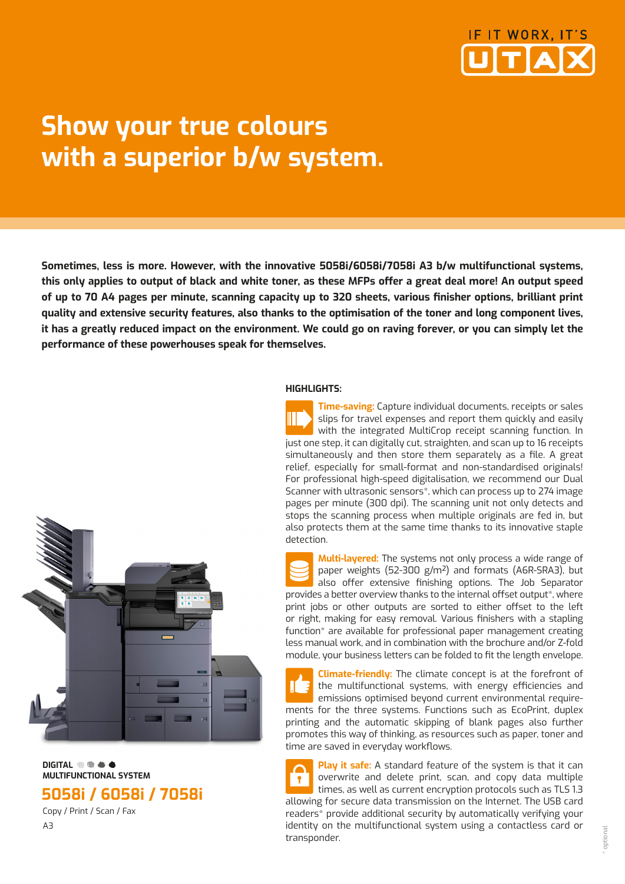IF IT WORX, IT'S UTAX

# Show your true colours with a superior b/w system.

**Sometimes, less is more. However, with the innovative 5058i/6058i/7058i A3 b/w multifunctional systems, this only applies to output of black and white toner, as these MFPs offer a great deal more! An output speed of up to 70 A4 pages per minute, scanning capacity up to 320 sheets, various finisher options, brilliant print quality and extensive security features, also thanks to the optimisation of the toner and long component lives, it has a greatly reduced impact on the environment. We could go on raving forever, or you can simply let the performance of these powerhouses speak for themselves.**

**DIGITAL MULTIFUNCTIONAL SYSTEM**

## 5058i / 6058i / 7058i

Copy / Print / Scan / Fax

A3

### HIGHLIGHTS:

**Time-saving:** Capture individual documents, receipts or sales slips for travel expenses and report them quickly and easily with the integrated MultiCrop receipt scanning function. In just one step, it can digitally cut, straighten, and scan up to 16 receipts simultaneously and then store them separately as a file. A great relief, especially for small-format and non-standardised originals! For professional high-speed digitalisation, we recommend our Dual Scanner with ultrasonic sensors*, which can process up to 274 image pages per minute (300 dpi). The scanning unit not only detects and stops the scanning process when multiple originals are fed in, but also protects them at the same time thanks to its innovative staple detection.

**Multi-layered:** The systems not only process a wide range of paper weights (52-300 g/m²) and formats (A6R-SRA3), but also offer extensive finishing options. The Job Separator provides a better overview thanks to the internal offset output*, where print jobs or other outputs are sorted to either offset to the left or right, making for easy removal. Various finishers with a stapling function* are available for professional paper management creating less manual work, and in combination with the brochure and/or Z-fold module, your business letters can be folded to fit the length envelope.

**Climate-friendly:** The climate concept is at the forefront of the multifunctional systems, with energy efficiencies and emissions optimised beyond current environmental requirements for the three systems. Functions such as EcoPrint, duplex printing and the automatic skipping of blank pages also further promotes this way of thinking, as resources such as paper, toner and time are saved in everyday workflows.

**Play it safe:** A standard feature of the system is that it can overwrite and delete print, scan, and copy data multiple times, as well as current encryption protocols such as TLS 1.3 allowing for secure data transmission on the Internet. The USB card readers* provide additional security by automatically verifying your identity on the multifunctional system using a contactless card or transponder.

* optional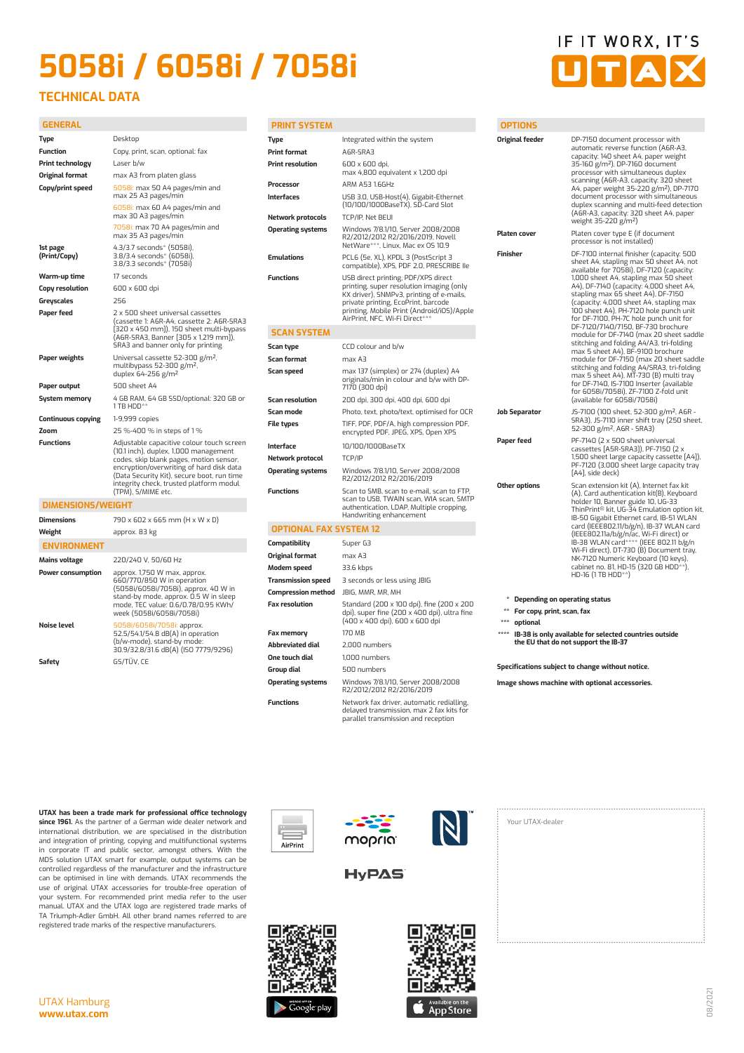# 5058i / 6058i / 7058i

IF IT WORX, IT'S UTAX

## TECHNICAL DATA

### GENERAL

| | |
|---|---|
| **Type** | Desktop |
| **Function** | Copy, print, scan, optional: fax |
| **Print technology** | Laser b/w |
| **Original format** | max A3 from platen glass |
| **Copy/print speed** | 5058i: max 50 A4 pages/min and max 25 A3 pages/min<br>6058i: max 60 A4 pages/min and max 30 A3 pages/min<br>7058i: max 70 A4 pages/min and max 35 A3 pages/min |
| **1st page (Print/Copy)** | 4.3/3.7 seconds* (5058i), 3.8/3.4 seconds* (6058i), 3.8/3.3 seconds* (7058i) |
| **Warm-up time** | 17 seconds |
| **Copy resolution** | 600 x 600 dpi |
| **Greyscales** | 256 |
| **Paper feed** | 2 x 500 sheet universal cassettes (cassette 1: A6R-A4, cassette 2: A6R-SRA3 [320 x 450 mm]), 150 sheet multi-bypass (A6R-SRA3, Banner [305 x 1,219 mm]), SRA3 and banner only for printing |
| **Paper weights** | Universal cassette 52-300 g/m², multibypass 52-300 g/m², duplex 64-256 g/m² |
| **Paper output** | 500 sheet A4 |
| **System memory** | 4 GB RAM, 64 GB SSD/optional: 320 GB or 1 TB HDD** |
| **Continuous copying** | 1-9,999 copies |
| **Zoom** | 25 %-400 % in steps of 1 % |
| **Functions** | Adjustable capacitive colour touch screen (10.1 inch), duplex, 1,000 management codes, skip blank pages, motion sensor, encryption/overwriting of hard disk data (Data Security Kit), secure boot, run time integrity check, trusted platform modul (TPM), S/MIME etc. |

### DIMENSIONS/WEIGHT

| | |
|---|---|
| **Dimensions** | 790 x 602 x 665 mm (H x W x D) |
| **Weight** | approx. 83 kg |

### ENVIRONMENT

| | |
|---|---|
| **Mains voltage** | 220/240 V, 50/60 Hz |
| **Power consumption** | approx. 1,750 W max, approx. 660/770/850 W in operation (5058i/6058i/7058i), approx. 40 W in stand-by mode, approx. 0.5 W in sleep mode, TEC value: 0.6/0.78/0.95 KWh/week (5058i/6058i/7058i) |
| **Noise level** | 5058i/6058i/7058i: approx. 52.5/54.1/54.8 dB(A) in operation (b/w-mode), stand-by mode: 30.9/32.8/31.6 dB(A) (ISO 7779/9296) |
| **Safety** | GS/TÜV, CE |

### PRINT SYSTEM

| | |
|---|---|
| **Type** | Integrated within the system |
| **Print format** | A6R-SRA3 |
| **Print resolution** | 600 x 600 dpi, max 4,800 equivalent x 1,200 dpi |
| **Processor** | ARM A53 1.6GHz |
| **Interfaces** | USB 3.0, USB-Host(4), Gigabit-Ethernet (10/100/1000BaseTX), SD-Card Slot |
| **Network protocols** | TCP/IP, Net BEUI |
| **Operating systems** | Windows 7/8.1/10, Server 2008/2008 R2/2012/2012 R2/2016/2019, Novell NetWare***, Linux, Mac ex OS 10.9 |
| **Emulations** | PCL6 (5e, XL), KPDL 3 (PostScript 3 compatible), XPS, PDF 2.0, PRESCRIBE IIe |
| **Functions** | USB direct printing, PDF/XPS direct printing, super resolution imaging (only KX driver), SNMPv3, printing of e-mails, private printing, EcoPrint, barcode printing, Mobile Print (Android/iOS)/Apple AirPrint, NFC, Wi-Fi Direct*** |

### SCAN SYSTEM

| | |
|---|---|
| **Scan type** | CCD colour and b/w |
| **Scan format** | max A3 |
| **Scan speed** | max 137 (simplex) or 274 (duplex) A4 originals/min in colour and b/w with DP-7170 (300 dpi) |
| **Scan resolution** | 200 dpi, 300 dpi, 400 dpi, 600 dpi |
| **Scan mode** | Photo, text, photo/text, optimised for OCR |
| **File types** | TIFF, PDF, PDF/A, high compression PDF, encrypted PDF, JPEG, XPS, Open XPS |
| **Interface** | 10/100/1000BaseTX |
| **Network protocol** | TCP/IP |
| **Operating systems** | Windows 7/8.1/10, Server 2008/2008 R2/2012/2012 R2/2016/2019 |
| **Functions** | Scan to SMB, scan to e-mail, scan to FTP, scan to USB, TWAIN scan, WIA scan, SMTP authentication, LDAP, Multiple cropping, Handwriting enhancement |

### OPTIONAL FAX SYSTEM 12

| | |
|---|---|
| **Compatibility** | Super G3 |
| **Original format** | max A3 |
| **Modem speed** | 33.6 kbps |
| **Transmission speed** | 3 seconds or less using JBIG |
| **Compression method** | JBIG, MMR, MR, MH |
| **Fax resolution** | Standard (200 x 100 dpi), fine (200 x 200 dpi), super fine (200 x 400 dpi), ultra fine (400 x 400 dpi), 600 x 600 dpi |
| **Fax memory** | 170 MB |
| **Abbreviated dial** | 2,000 numbers |
| **One touch dial** | 1,000 numbers |
| **Group dial** | 500 numbers |
| **Operating systems** | Windows 7/8.1/10, Server 2008/2008 R2/2012/2012 R2/2016/2019 |
| **Functions** | Network fax driver, automatic redialling, delayed transmission, max 2 fax kits for parallel transmission and reception |

### OPTIONS

| | |
|---|---|
| **Original feeder** | DP-7150 document processor with automatic reverse function (A6R-A3, capacity: 140 sheet A4, paper weight 35-160 g/m²), DP-7160 document processor with simultaneous duplex scanning (A6R-A3, capacity: 320 sheet A4, paper weight 35-220 g/m²), DP-7170 document processor with simultaneous duplex scanning and multi-feed detection (A6R-A3, capacity: 320 sheet A4, paper weight 35-220 g/m²) |
| **Platen cover** | Platen cover type E (if document processor is not installed) |
| **Finisher** | DF-7100 internal finisher (capacity: 500 sheet A4, stapling max 50 sheet A4, not available for 7058i), DF-7120 (capacity: 1,000 sheet A4, stapling max 50 sheet A4), DF-7140 (capacity: 4,000 sheet A4, stapling max 65 sheet A4), DF-7150 (capacity: 4,000 sheet A4, stapling max 100 sheet A4), PH-7120 hole punch unit for DF-7100, PH-7C hole punch unit for DF-7120/7140/7150, BF-730 brochure module for DF-7140 (max 20 sheet saddle stitching and folding A4/A3, tri-folding max 5 sheet A4), BF-9100 brochure module for DF-7150 (max 20 sheet saddle stitching and folding A4/SRA3, tri-folding max 5 sheet A4), MT-730 (B) multi tray for DF-7140, IS-7100 Inserter (available for 6058i/7058i), ZF-7100 Z-fold unit (available for 6058i/7058i) |
| **Job Separator** | JS-7100 (100 sheet, 52-300 g/m², A6R - SRA3), JS-7110 inner shift tray (250 sheet, 52-300 g/m², A6R - SRA3) |
| **Paper feed** | PF-7140 (2 x 500 sheet universal cassettes [A5R-SRA3]), PF-7150 (2 x 1,500 sheet large capacity cassette [A4]), PF-7120 (3,000 sheet large capacity tray [A4], side deck) |
| **Other options** | Scan extension kit (A), Internet fax kit (A), Card authentication kit(B), Keyboard holder 10, Banner guide 10, UG-33 ThinPrint® kit, UG-34 Emulation option kit, IB-50 Gigabit Ethernet card, IB-51 WLAN card (IEEE802.11/b/g/n), IB-37 WLAN card (IEEE802.11a/b/g/n/ac, Wi-Fi direct) or IB-38 WLAN card**** (IEEE 802.11 b/g/n Wi-Fi direct), DT-730 (B) Document tray, NK-7120 Numeric Keyboard (10 keys), cabinet no. 81, HD-15 (320 GB HDD**), HD-16 (1 TB HDD**) |

\* **Depending on operating status**
\** **For copy, print, scan, fax**
\*** **optional**
\**** **IB-38 is only available for selected countries outside the EU that do not support the IB-37**

**Specifications subject to change without notice.**

**Image shows machine with optional accessories.**

**UTAX has been a trade mark for professional office technology since 1961.** As the partner of a German wide dealer network and international distribution, we are specialised in the distribution and integration of printing, copying and multifunctional systems in corporate IT and public sector, amongst others. With the MDS solution UTAX smart for example, output systems can be controlled regardless of the manufacturer and the infrastructure can be optimised in line with demands. UTAX recommends the use of original UTAX accessories for trouble-free operation of your system. For recommended print media refer to the user manual. UTAX and the UTAX logo are registered trade marks of TA Triumph-Adler GmbH. All other brand names referred to are registered trade marks of the respective manufacturers.

AirPrint

mopria

HyPAS

Google play

Available on the App Store

Your UTAX-dealer

UTAX Hamburg
**www.utax.com**

08/2021